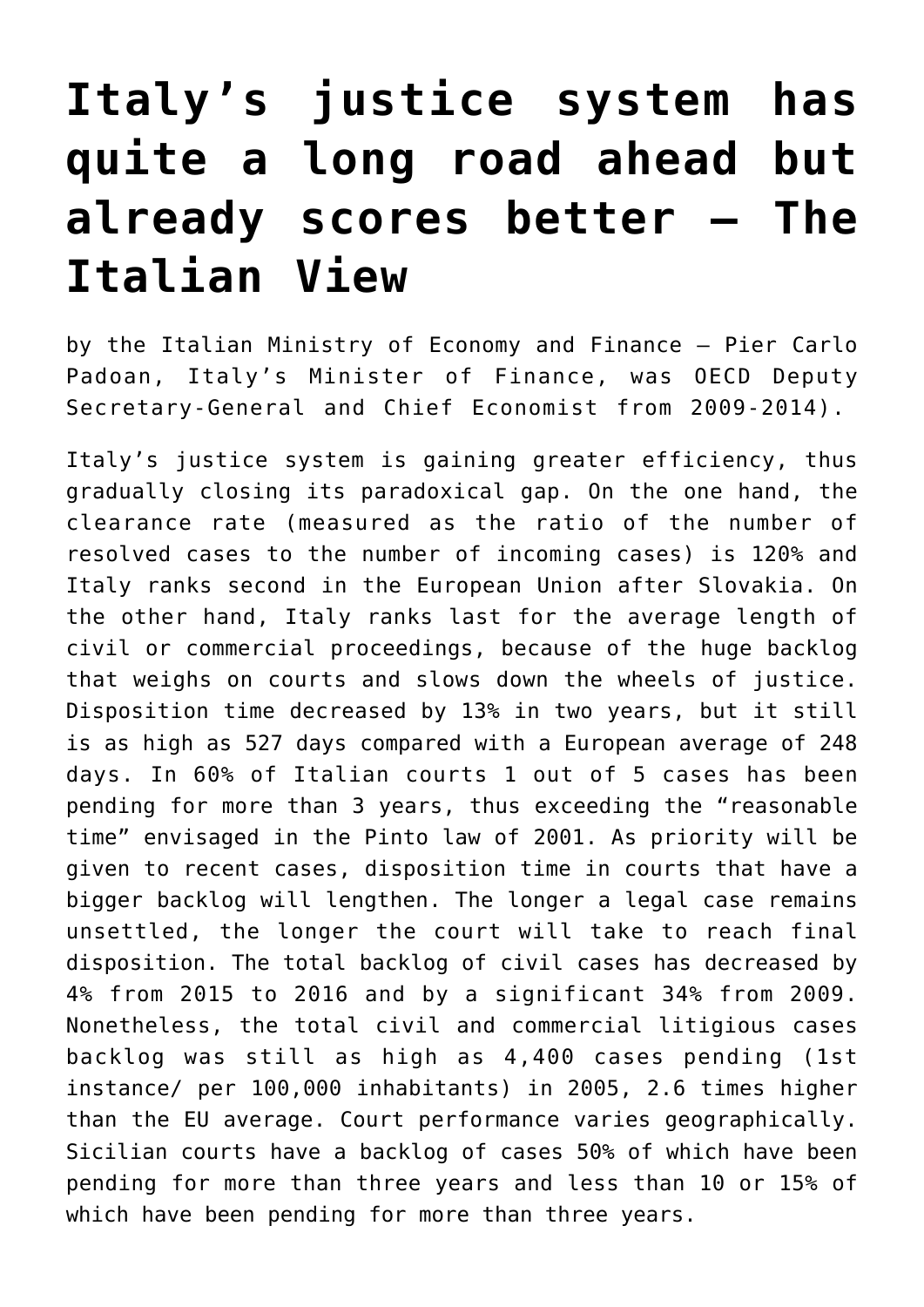# Italy's justice system has quite a long road ahead but already scores better – The Italian View

by the Italian Ministry of Economy and Finance – Pier Carlo Padoan, Italy's Minister of Finance, was OECD Deputy Secretary-General and Chief Economist from 2009-2014).

Italy's justice system is gaining greater efficiency, thus gradually closing its paradoxical gap. On the one hand, the clearance rate (measured as the ratio of the number of resolved cases to the number of incoming cases) is 120% and Italy ranks second in the European Union after Slovakia. On the other hand, Italy ranks last for the average length of civil or commercial proceedings, because of the huge backlog that weighs on courts and slows down the wheels of justice. Disposition time decreased by 13% in two years, but it still is as high as 527 days compared with a European average of 248 days. In 60% of Italian courts 1 out of 5 cases has been pending for more than 3 years, thus exceeding the "reasonable time" envisaged in the Pinto law of 2001. As priority will be given to recent cases, disposition time in courts that have a bigger backlog will lengthen. The longer a legal case remains unsettled, the longer the court will take to reach final disposition. The total backlog of civil cases has decreased by 4% from 2015 to 2016 and by a significant 34% from 2009. Nonetheless, the total civil and commercial litigious cases backlog was still as high as 4,400 cases pending (1st instance/ per 100,000 inhabitants) in 2005, 2.6 times higher than the EU average. Court performance varies geographically. Sicilian courts have a backlog of cases 50% of which have been pending for more than three years and less than 10 or 15% of which have been pending for more than three years.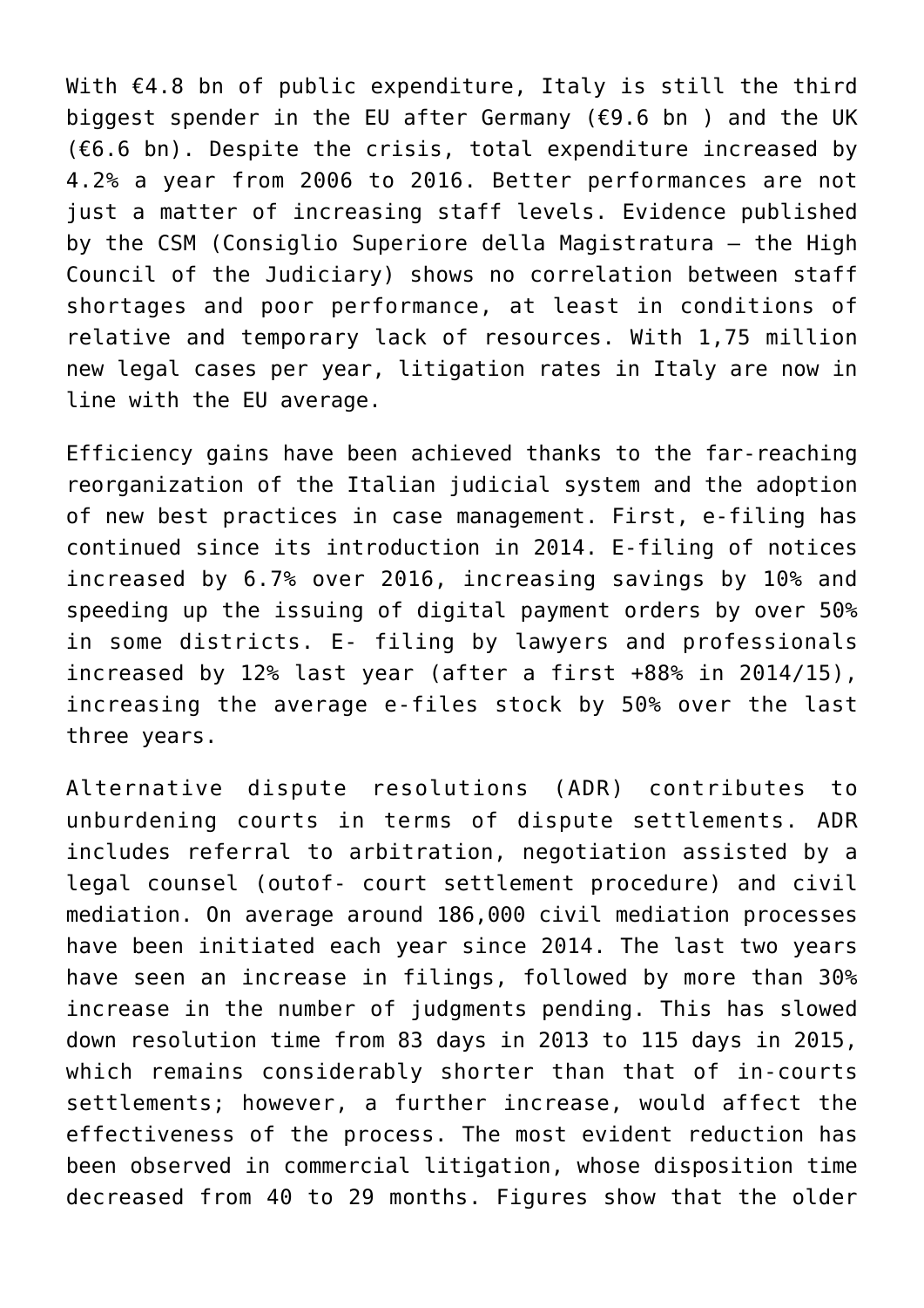With €4.8 bn of public expenditure, Italy is still the third biggest spender in the EU after Germany (€9.6 bn ) and the UK (€6.6 bn). Despite the crisis, total expenditure increased by 4.2% a year from 2006 to 2016. Better performances are not just a matter of increasing staff levels. Evidence published by the CSM (Consiglio Superiore della Magistratura – the High Council of the Judiciary) shows no correlation between staff shortages and poor performance, at least in conditions of relative and temporary lack of resources. With 1,75 million new legal cases per year, litigation rates in Italy are now in line with the EU average.

Efficiency gains have been achieved thanks to the far-reaching reorganization of the Italian judicial system and the adoption of new best practices in case management. First, e-filing has continued since its introduction in 2014. E-filing of notices increased by 6.7% over 2016, increasing savings by 10% and speeding up the issuing of digital payment orders by over 50% in some districts. E- filing by lawyers and professionals increased by 12% last year (after a first +88% in 2014/15), increasing the average e-files stock by 50% over the last three years.

Alternative dispute resolutions (ADR) contributes to unburdening courts in terms of dispute settlements. ADR includes referral to arbitration, negotiation assisted by a legal counsel (outof- court settlement procedure) and civil mediation. On average around 186,000 civil mediation processes have been initiated each year since 2014. The last two years have seen an increase in filings, followed by more than 30% increase in the number of judgments pending. This has slowed down resolution time from 83 days in 2013 to 115 days in 2015, which remains considerably shorter than that of in-courts settlements; however, a further increase, would affect the effectiveness of the process. The most evident reduction has been observed in commercial litigation, whose disposition time decreased from 40 to 29 months. Figures show that the older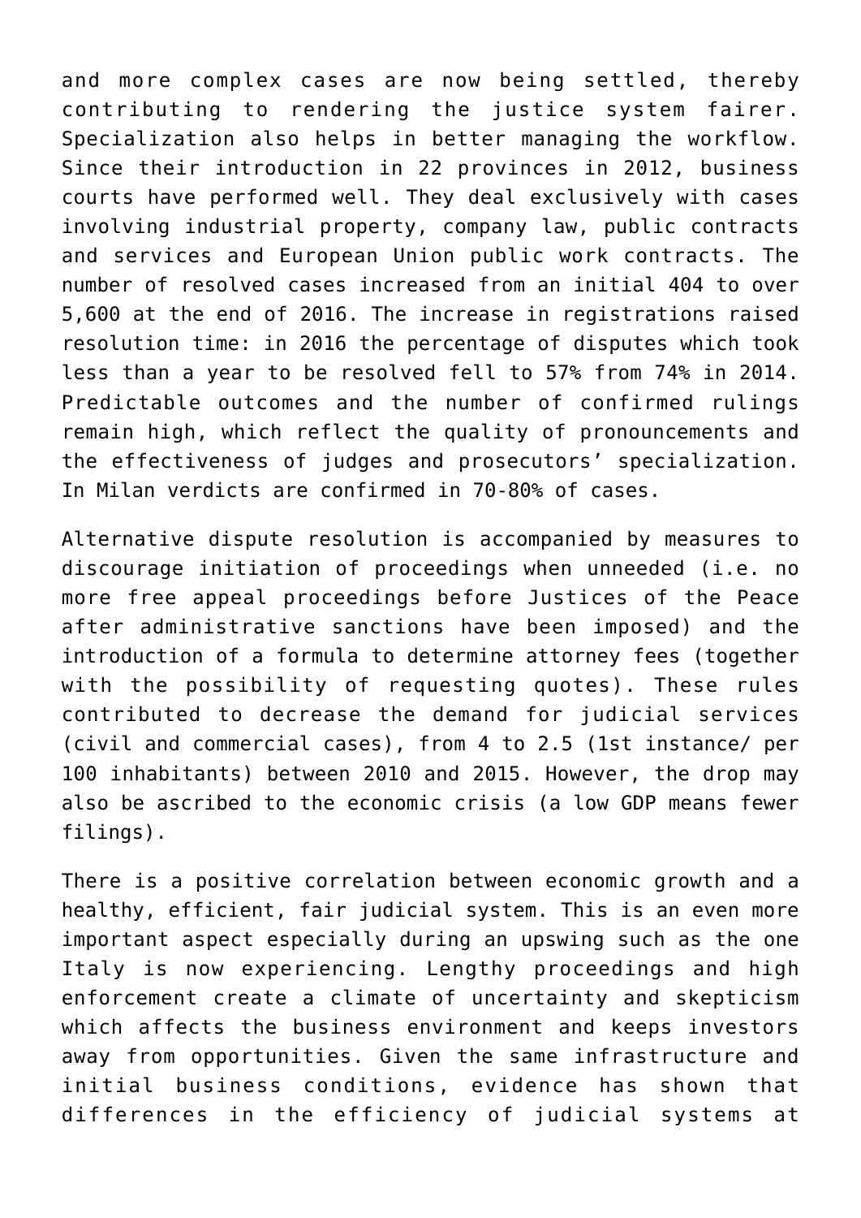and more complex cases are now being settled, thereby contributing to rendering the justice system fairer. Specialization also helps in better managing the workflow. Since their introduction in 22 provinces in 2012, business courts have performed well. They deal exclusively with cases involving industrial property, company law, public contracts and services and European Union public work contracts. The number of resolved cases increased from an initial 404 to over 5,600 at the end of 2016. The increase in registrations raised resolution time: in 2016 the percentage of disputes which took less than a year to be resolved fell to 57% from 74% in 2014. Predictable outcomes and the number of confirmed rulings remain high, which reflect the quality of pronouncements and the effectiveness of judges and prosecutors' specialization. In Milan verdicts are confirmed in 70-80% of cases.

Alternative dispute resolution is accompanied by measures to discourage initiation of proceedings when unneeded (i.e. no more free appeal proceedings before Justices of the Peace after administrative sanctions have been imposed) and the introduction of a formula to determine attorney fees (together with the possibility of requesting quotes). These rules contributed to decrease the demand for judicial services (civil and commercial cases), from 4 to 2.5 (1st instance/ per 100 inhabitants) between 2010 and 2015. However, the drop may also be ascribed to the economic crisis (a low GDP means fewer filings).

There is a positive correlation between economic growth and a healthy, efficient, fair judicial system. This is an even more important aspect especially during an upswing such as the one Italy is now experiencing. Lengthy proceedings and high enforcement create a climate of uncertainty and skepticism which affects the business environment and keeps investors away from opportunities. Given the same infrastructure and initial business conditions, evidence has shown that differences in the efficiency of judicial systems at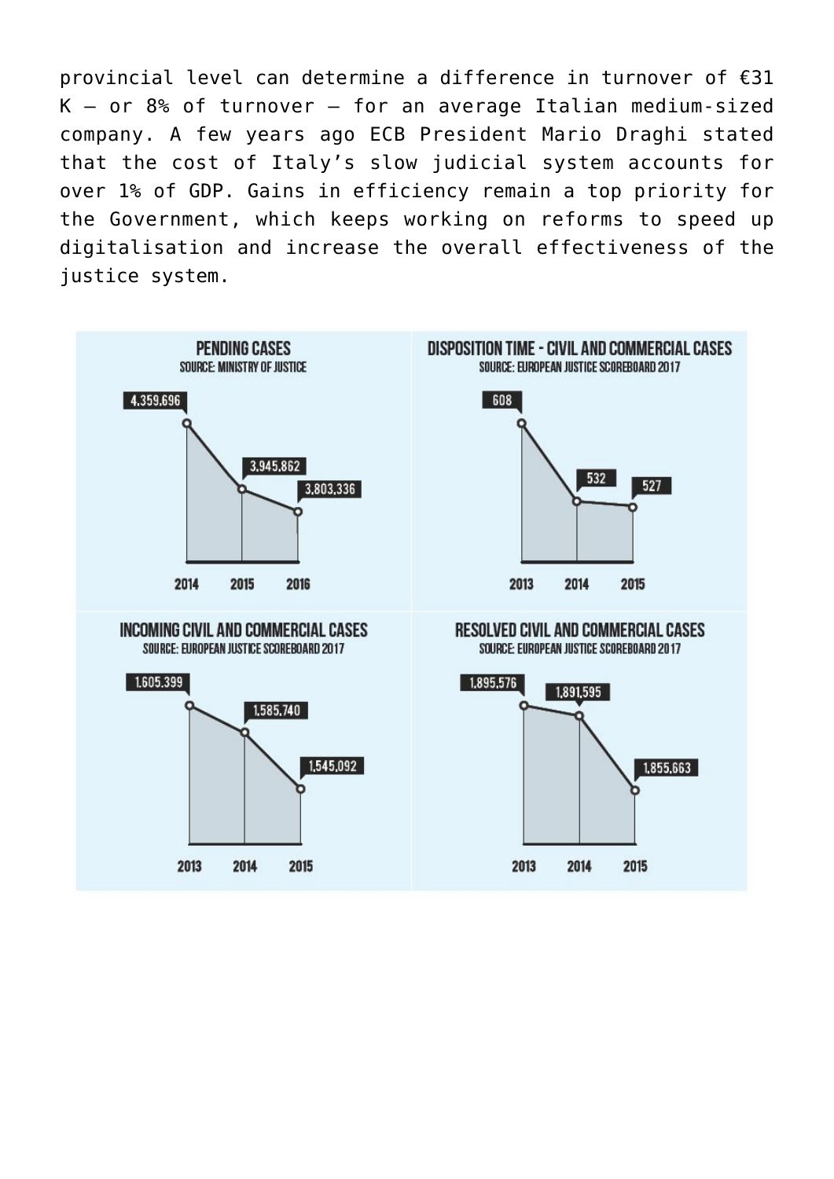provincial level can determine a difference in turnover of €31 K – or 8% of turnover – for an average Italian medium-sized company. A few years ago ECB President Mario Draghi stated that the cost of Italy's slow judicial system accounts for over 1% of GDP. Gains in efficiency remain a top priority for the Government, which keeps working on reforms to speed up digitalisation and increase the overall effectiveness of the justice system.

PENDING CASES
SOURCE: MINISTRY OF JUSTICE
4,359,696
3,945,862
3,803,336
2014
2015
2016

DISPOSITION TIME - CIVIL AND COMMERCIAL CASES
SOURCE: EUROPEAN JUSTICE SCOREBOARD 2017
608
532
527
2013
2014
2015

INCOMING CIVIL AND COMMERCIAL CASES
SOURCE: EUROPEAN JUSTICE SCOREBOARD 2017
1,605,399
1,585,740
1,545,092
2013
2014
2015

RESOLVED CIVIL AND COMMERCIAL CASES
SOURCE: EUROPEAN JUSTICE SCOREBOARD 2017
1,895,576
1,891,595
1,855,663
2013
2014
2015